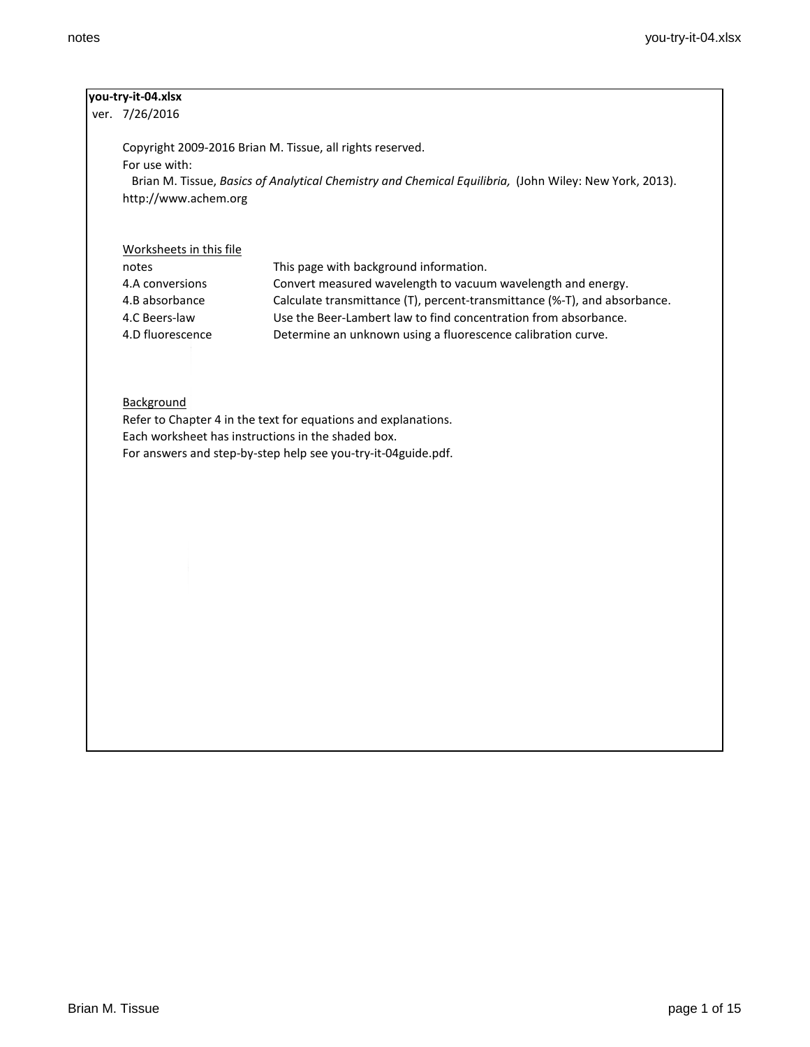**you-try-it-04.xlsx**

ver. 7/26/2016

Copyright 2009-2016 Brian M. Tissue, all rights reserved.
For use with:
Brian M. Tissue, *Basics of Analytical Chemistry and Chemical Equilibria,* (John Wiley: New York, 2013).
http://www.achem.org

Worksheets in this file

| | |
|---|---|
| notes | This page with background information. |
| 4.A conversions | Convert measured wavelength to vacuum wavelength and energy. |
| 4.B absorbance | Calculate transmittance (T), percent-transmittance (%-T), and absorbance. |
| 4.C Beers-law | Use the Beer-Lambert law to find concentration from absorbance. |
| 4.D fluorescence | Determine an unknown using a fluorescence calibration curve. |

Background

Refer to Chapter 4 in the text for equations and explanations.
Each worksheet has instructions in the shaded box.
For answers and step-by-step help see you-try-it-04guide.pdf.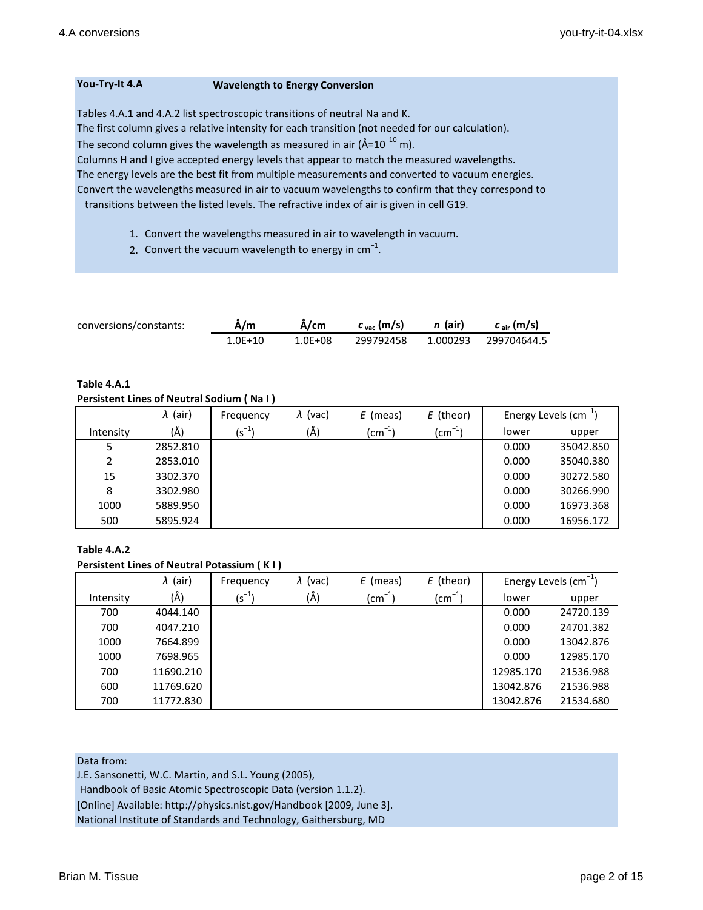**You-Try-It 4.A** **Wavelength to Energy Conversion**

Tables 4.A.1 and 4.A.2 list spectroscopic transitions of neutral Na and K.
The first column gives a relative intensity for each transition (not needed for our calculation).
The second column gives the wavelength as measured in air (Å=$10^{-10}$ m).
Columns H and I give accepted energy levels that appear to match the measured wavelengths.
The energy levels are the best fit from multiple measurements and converted to vacuum energies.
Convert the wavelengths measured in air to vacuum wavelengths to confirm that they correspond to transitions between the listed levels. The refractive index of air is given in cell G19.

1. Convert the wavelengths measured in air to wavelength in vacuum.
2. Convert the vacuum wavelength to energy in $cm^{-1}$.

conversions/constants:

| Å/m | Å/cm | $c_{vac}$ (m/s) | $n$ (air) | $c_{air}$ (m/s) |
|---|---|---|---|---|
| 1.0E+10 | 1.0E+08 | 299792458 | 1.000293 | 299704644.5 |

**Table 4.A.1**
**Persistent Lines of Neutral Sodium ( Na I )**

| Intensity | $\lambda$ (air) (Å) | Frequency ($s^{-1}$) | $\lambda$ (vac) (Å) | $E$ (meas) ($cm^{-1}$) | $E$ (theor) ($cm^{-1}$) | Energy Levels ($cm^{-1}$) lower | upper |
|---|---|---|---|---|---|---|---|
| 5 | 2852.810 | | | | | 0.000 | 35042.850 |
| 2 | 2853.010 | | | | | 0.000 | 35040.380 |
| 15 | 3302.370 | | | | | 0.000 | 30272.580 |
| 8 | 3302.980 | | | | | 0.000 | 30266.990 |
| 1000 | 5889.950 | | | | | 0.000 | 16973.368 |
| 500 | 5895.924 | | | | | 0.000 | 16956.172 |

**Table 4.A.2**
**Persistent Lines of Neutral Potassium ( K I )**

| Intensity | $\lambda$ (air) (Å) | Frequency ($s^{-1}$) | $\lambda$ (vac) (Å) | $E$ (meas) ($cm^{-1}$) | $E$ (theor) ($cm^{-1}$) | Energy Levels ($cm^{-1}$) lower | upper |
|---|---|---|---|---|---|---|---|
| 700 | 4044.140 | | | | | 0.000 | 24720.139 |
| 700 | 4047.210 | | | | | 0.000 | 24701.382 |
| 1000 | 7664.899 | | | | | 0.000 | 13042.876 |
| 1000 | 7698.965 | | | | | 0.000 | 12985.170 |
| 700 | 11690.210 | | | | | 12985.170 | 21536.988 |
| 600 | 11769.620 | | | | | 13042.876 | 21536.988 |
| 700 | 11772.830 | | | | | 13042.876 | 21534.680 |

Data from:
J.E. Sansonetti, W.C. Martin, and S.L. Young (2005),
Handbook of Basic Atomic Spectroscopic Data (version 1.1.2).
[Online] Available: http://physics.nist.gov/Handbook [2009, June 3].
National Institute of Standards and Technology, Gaithersburg, MD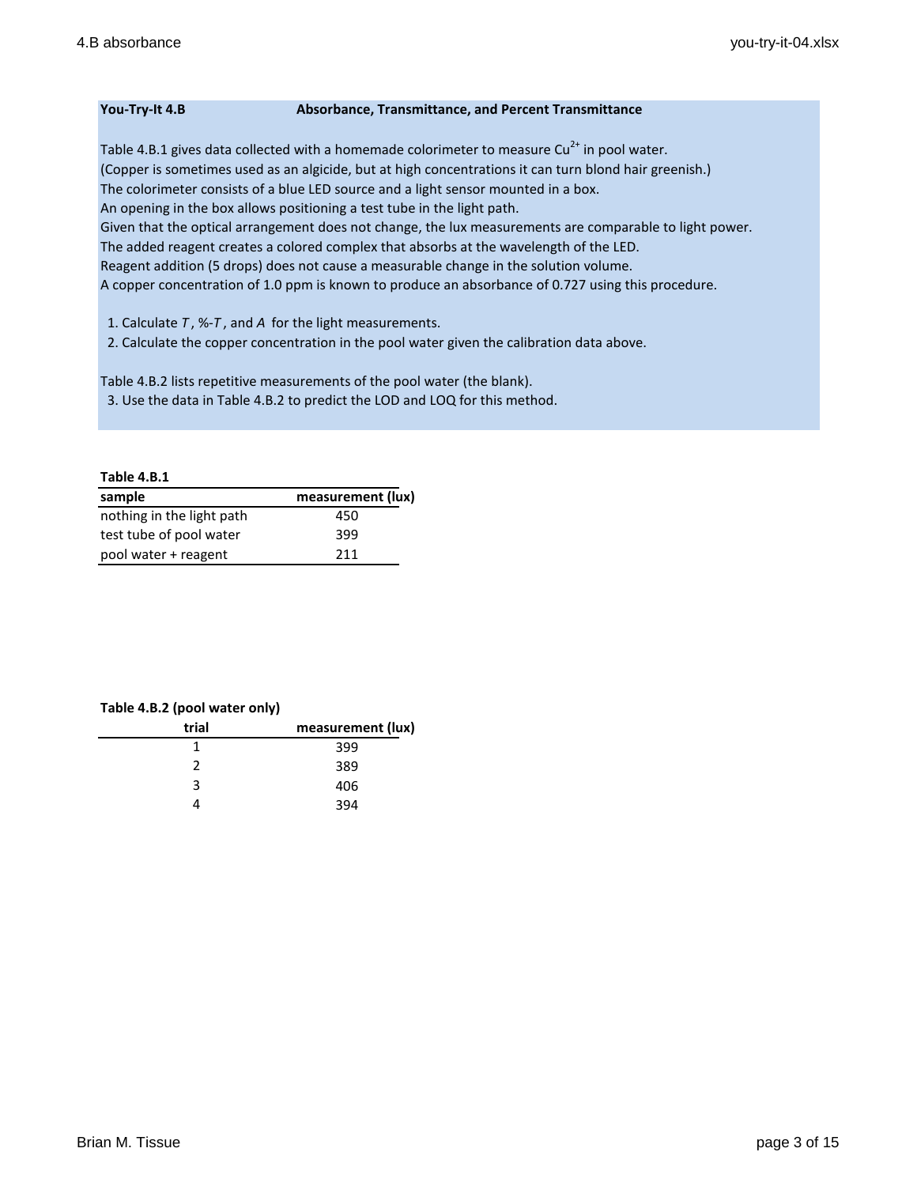**You-Try-It 4.B** **Absorbance, Transmittance, and Percent Transmittance**

Table 4.B.1 gives data collected with a homemade colorimeter to measure $Cu^{2+}$ in pool water.
(Copper is sometimes used as an algicide, but at high concentrations it can turn blond hair greenish.)
The colorimeter consists of a blue LED source and a light sensor mounted in a box.
An opening in the box allows positioning a test tube in the light path.
Given that the optical arrangement does not change, the lux measurements are comparable to light power.
The added reagent creates a colored complex that absorbs at the wavelength of the LED.
Reagent addition (5 drops) does not cause a measurable change in the solution volume.
A copper concentration of 1.0 ppm is known to produce an absorbance of 0.727 using this procedure.

1. Calculate $T$, %-$T$, and $A$ for the light measurements.
2. Calculate the copper concentration in the pool water given the calibration data above.

Table 4.B.2 lists repetitive measurements of the pool water (the blank).

3. Use the data in Table 4.B.2 to predict the LOD and LOQ for this method.

**Table 4.B.1**

| sample | measurement (lux) |
|---|---|
| nothing in the light path | 450 |
| test tube of pool water | 399 |
| pool water + reagent | 211 |

**Table 4.B.2 (pool water only)**

| trial | measurement (lux) |
|---|---|
| 1 | 399 |
| 2 | 389 |
| 3 | 406 |
| 4 | 394 |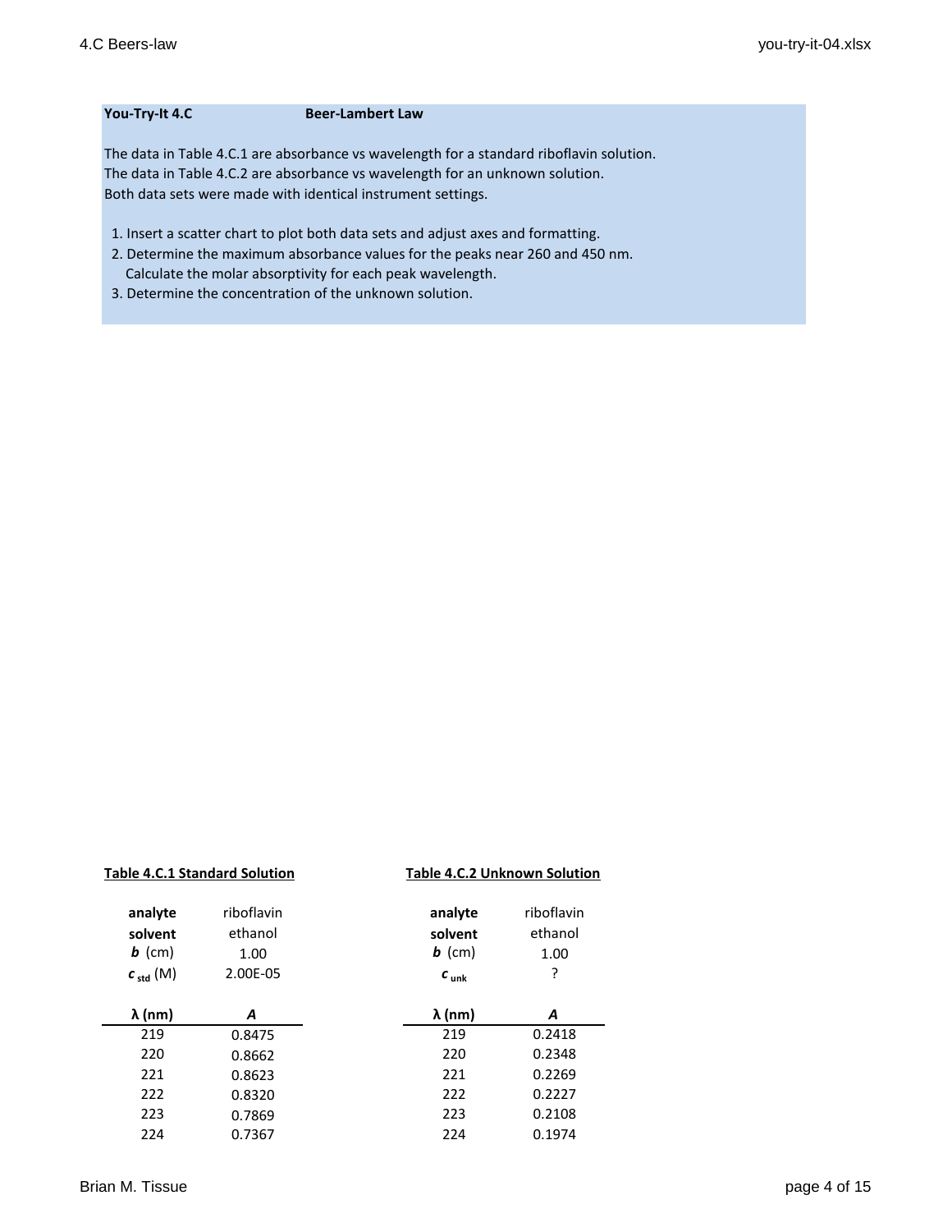**You-Try-It 4.C** **Beer-Lambert Law**

The data in Table 4.C.1 are absorbance vs wavelength for a standard riboflavin solution.
The data in Table 4.C.2 are absorbance vs wavelength for an unknown solution.
Both data sets were made with identical instrument settings.

1. Insert a scatter chart to plot both data sets and adjust axes and formatting.
2. Determine the maximum absorbance values for the peaks near 260 and 450 nm.
   Calculate the molar absorptivity for each peak wavelength.
3. Determine the concentration of the unknown solution.

**Table 4.C.1 Standard Solution**

| **analyte** | riboflavin |
|---|---|
| **solvent** | ethanol |
| ***b*** (cm) | 1.00 |
| $c_{std}$ (M) | 2.00E-05 |

| **λ (nm)** | ***A*** |
|---|---|
| 219 | 0.8475 |
| 220 | 0.8662 |
| 221 | 0.8623 |
| 222 | 0.8320 |
| 223 | 0.7869 |
| 224 | 0.7367 |

**Table 4.C.2 Unknown Solution**

| **analyte** | riboflavin |
|---|---|
| **solvent** | ethanol |
| ***b*** (cm) | 1.00 |
| $c_{unk}$ | ? |

| **λ (nm)** | ***A*** |
|---|---|
| 219 | 0.2418 |
| 220 | 0.2348 |
| 221 | 0.2269 |
| 222 | 0.2227 |
| 223 | 0.2108 |
| 224 | 0.1974 |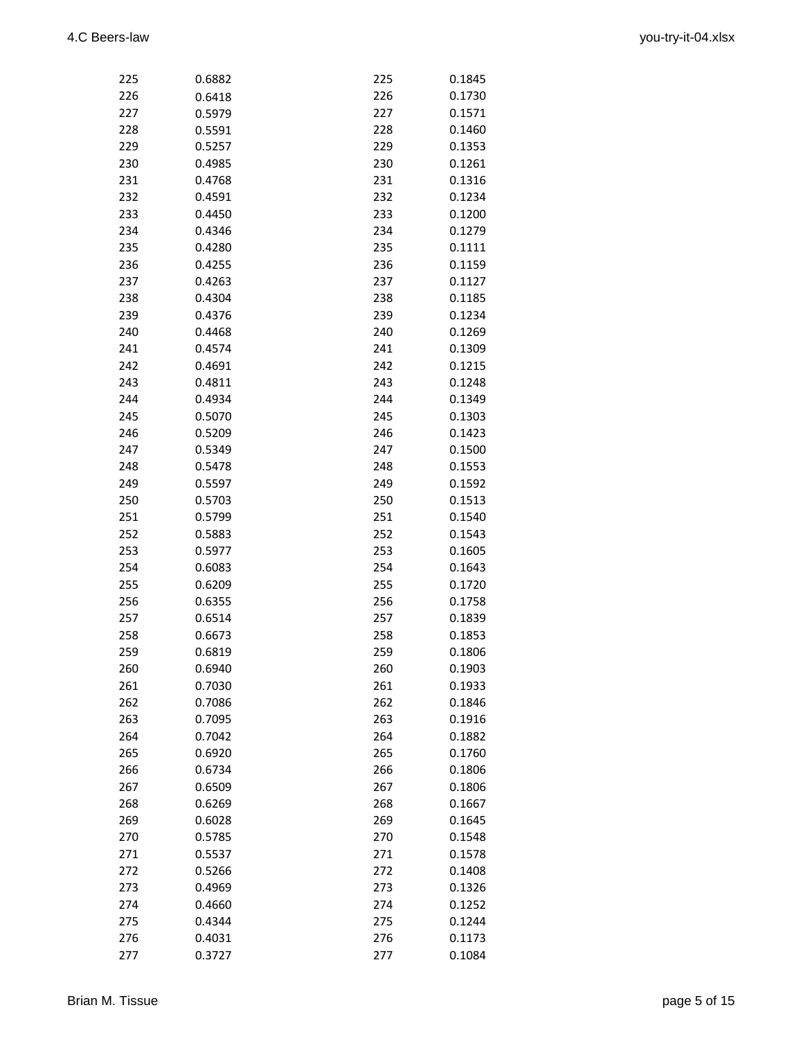| | | | |
|---|---|---|---|
| 225 | 0.6882 | 225 | 0.1845 |
| 226 | 0.6418 | 226 | 0.1730 |
| 227 | 0.5979 | 227 | 0.1571 |
| 228 | 0.5591 | 228 | 0.1460 |
| 229 | 0.5257 | 229 | 0.1353 |
| 230 | 0.4985 | 230 | 0.1261 |
| 231 | 0.4768 | 231 | 0.1316 |
| 232 | 0.4591 | 232 | 0.1234 |
| 233 | 0.4450 | 233 | 0.1200 |
| 234 | 0.4346 | 234 | 0.1279 |
| 235 | 0.4280 | 235 | 0.1111 |
| 236 | 0.4255 | 236 | 0.1159 |
| 237 | 0.4263 | 237 | 0.1127 |
| 238 | 0.4304 | 238 | 0.1185 |
| 239 | 0.4376 | 239 | 0.1234 |
| 240 | 0.4468 | 240 | 0.1269 |
| 241 | 0.4574 | 241 | 0.1309 |
| 242 | 0.4691 | 242 | 0.1215 |
| 243 | 0.4811 | 243 | 0.1248 |
| 244 | 0.4934 | 244 | 0.1349 |
| 245 | 0.5070 | 245 | 0.1303 |
| 246 | 0.5209 | 246 | 0.1423 |
| 247 | 0.5349 | 247 | 0.1500 |
| 248 | 0.5478 | 248 | 0.1553 |
| 249 | 0.5597 | 249 | 0.1592 |
| 250 | 0.5703 | 250 | 0.1513 |
| 251 | 0.5799 | 251 | 0.1540 |
| 252 | 0.5883 | 252 | 0.1543 |
| 253 | 0.5977 | 253 | 0.1605 |
| 254 | 0.6083 | 254 | 0.1643 |
| 255 | 0.6209 | 255 | 0.1720 |
| 256 | 0.6355 | 256 | 0.1758 |
| 257 | 0.6514 | 257 | 0.1839 |
| 258 | 0.6673 | 258 | 0.1853 |
| 259 | 0.6819 | 259 | 0.1806 |
| 260 | 0.6940 | 260 | 0.1903 |
| 261 | 0.7030 | 261 | 0.1933 |
| 262 | 0.7086 | 262 | 0.1846 |
| 263 | 0.7095 | 263 | 0.1916 |
| 264 | 0.7042 | 264 | 0.1882 |
| 265 | 0.6920 | 265 | 0.1760 |
| 266 | 0.6734 | 266 | 0.1806 |
| 267 | 0.6509 | 267 | 0.1806 |
| 268 | 0.6269 | 268 | 0.1667 |
| 269 | 0.6028 | 269 | 0.1645 |
| 270 | 0.5785 | 270 | 0.1548 |
| 271 | 0.5537 | 271 | 0.1578 |
| 272 | 0.5266 | 272 | 0.1408 |
| 273 | 0.4969 | 273 | 0.1326 |
| 274 | 0.4660 | 274 | 0.1252 |
| 275 | 0.4344 | 275 | 0.1244 |
| 276 | 0.4031 | 276 | 0.1173 |
| 277 | 0.3727 | 277 | 0.1084 |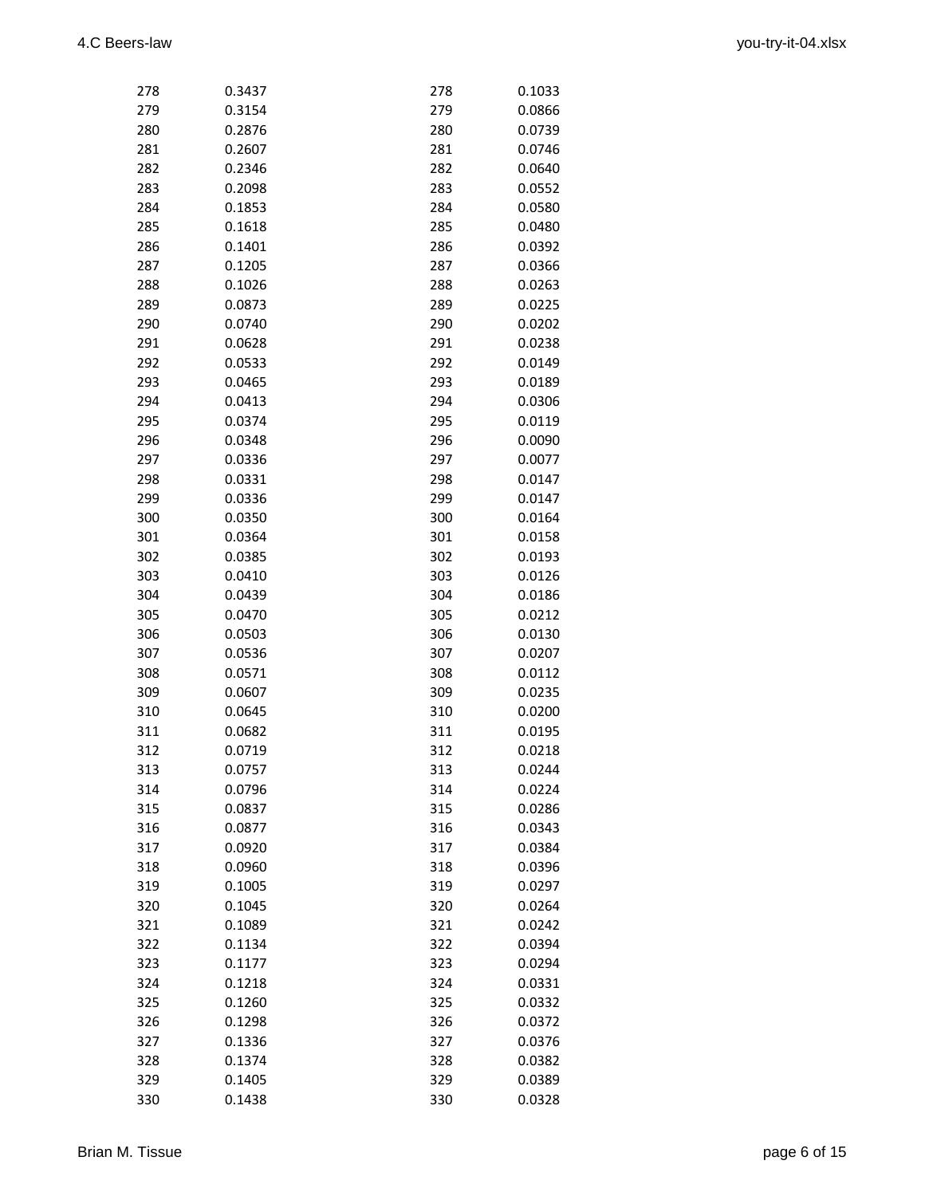| | | | |
|---|---|---|---|
| 278 | 0.3437 | 278 | 0.1033 |
| 279 | 0.3154 | 279 | 0.0866 |
| 280 | 0.2876 | 280 | 0.0739 |
| 281 | 0.2607 | 281 | 0.0746 |
| 282 | 0.2346 | 282 | 0.0640 |
| 283 | 0.2098 | 283 | 0.0552 |
| 284 | 0.1853 | 284 | 0.0580 |
| 285 | 0.1618 | 285 | 0.0480 |
| 286 | 0.1401 | 286 | 0.0392 |
| 287 | 0.1205 | 287 | 0.0366 |
| 288 | 0.1026 | 288 | 0.0263 |
| 289 | 0.0873 | 289 | 0.0225 |
| 290 | 0.0740 | 290 | 0.0202 |
| 291 | 0.0628 | 291 | 0.0238 |
| 292 | 0.0533 | 292 | 0.0149 |
| 293 | 0.0465 | 293 | 0.0189 |
| 294 | 0.0413 | 294 | 0.0306 |
| 295 | 0.0374 | 295 | 0.0119 |
| 296 | 0.0348 | 296 | 0.0090 |
| 297 | 0.0336 | 297 | 0.0077 |
| 298 | 0.0331 | 298 | 0.0147 |
| 299 | 0.0336 | 299 | 0.0147 |
| 300 | 0.0350 | 300 | 0.0164 |
| 301 | 0.0364 | 301 | 0.0158 |
| 302 | 0.0385 | 302 | 0.0193 |
| 303 | 0.0410 | 303 | 0.0126 |
| 304 | 0.0439 | 304 | 0.0186 |
| 305 | 0.0470 | 305 | 0.0212 |
| 306 | 0.0503 | 306 | 0.0130 |
| 307 | 0.0536 | 307 | 0.0207 |
| 308 | 0.0571 | 308 | 0.0112 |
| 309 | 0.0607 | 309 | 0.0235 |
| 310 | 0.0645 | 310 | 0.0200 |
| 311 | 0.0682 | 311 | 0.0195 |
| 312 | 0.0719 | 312 | 0.0218 |
| 313 | 0.0757 | 313 | 0.0244 |
| 314 | 0.0796 | 314 | 0.0224 |
| 315 | 0.0837 | 315 | 0.0286 |
| 316 | 0.0877 | 316 | 0.0343 |
| 317 | 0.0920 | 317 | 0.0384 |
| 318 | 0.0960 | 318 | 0.0396 |
| 319 | 0.1005 | 319 | 0.0297 |
| 320 | 0.1045 | 320 | 0.0264 |
| 321 | 0.1089 | 321 | 0.0242 |
| 322 | 0.1134 | 322 | 0.0394 |
| 323 | 0.1177 | 323 | 0.0294 |
| 324 | 0.1218 | 324 | 0.0331 |
| 325 | 0.1260 | 325 | 0.0332 |
| 326 | 0.1298 | 326 | 0.0372 |
| 327 | 0.1336 | 327 | 0.0376 |
| 328 | 0.1374 | 328 | 0.0382 |
| 329 | 0.1405 | 329 | 0.0389 |
| 330 | 0.1438 | 330 | 0.0328 |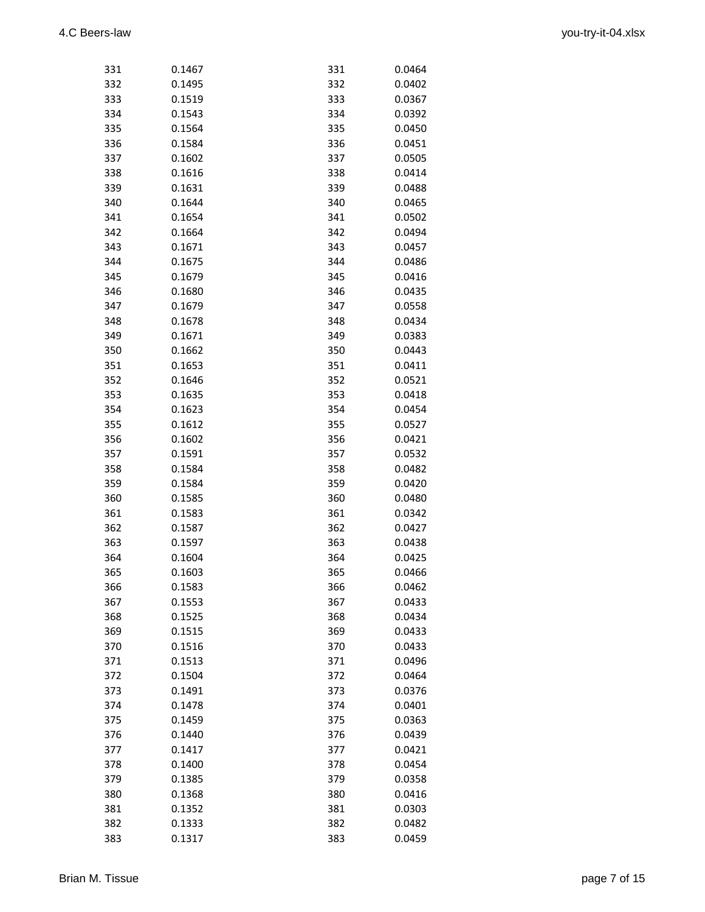| | | | |
|---|---|---|---|
| 331 | 0.1467 | 331 | 0.0464 |
| 332 | 0.1495 | 332 | 0.0402 |
| 333 | 0.1519 | 333 | 0.0367 |
| 334 | 0.1543 | 334 | 0.0392 |
| 335 | 0.1564 | 335 | 0.0450 |
| 336 | 0.1584 | 336 | 0.0451 |
| 337 | 0.1602 | 337 | 0.0505 |
| 338 | 0.1616 | 338 | 0.0414 |
| 339 | 0.1631 | 339 | 0.0488 |
| 340 | 0.1644 | 340 | 0.0465 |
| 341 | 0.1654 | 341 | 0.0502 |
| 342 | 0.1664 | 342 | 0.0494 |
| 343 | 0.1671 | 343 | 0.0457 |
| 344 | 0.1675 | 344 | 0.0486 |
| 345 | 0.1679 | 345 | 0.0416 |
| 346 | 0.1680 | 346 | 0.0435 |
| 347 | 0.1679 | 347 | 0.0558 |
| 348 | 0.1678 | 348 | 0.0434 |
| 349 | 0.1671 | 349 | 0.0383 |
| 350 | 0.1662 | 350 | 0.0443 |
| 351 | 0.1653 | 351 | 0.0411 |
| 352 | 0.1646 | 352 | 0.0521 |
| 353 | 0.1635 | 353 | 0.0418 |
| 354 | 0.1623 | 354 | 0.0454 |
| 355 | 0.1612 | 355 | 0.0527 |
| 356 | 0.1602 | 356 | 0.0421 |
| 357 | 0.1591 | 357 | 0.0532 |
| 358 | 0.1584 | 358 | 0.0482 |
| 359 | 0.1584 | 359 | 0.0420 |
| 360 | 0.1585 | 360 | 0.0480 |
| 361 | 0.1583 | 361 | 0.0342 |
| 362 | 0.1587 | 362 | 0.0427 |
| 363 | 0.1597 | 363 | 0.0438 |
| 364 | 0.1604 | 364 | 0.0425 |
| 365 | 0.1603 | 365 | 0.0466 |
| 366 | 0.1583 | 366 | 0.0462 |
| 367 | 0.1553 | 367 | 0.0433 |
| 368 | 0.1525 | 368 | 0.0434 |
| 369 | 0.1515 | 369 | 0.0433 |
| 370 | 0.1516 | 370 | 0.0433 |
| 371 | 0.1513 | 371 | 0.0496 |
| 372 | 0.1504 | 372 | 0.0464 |
| 373 | 0.1491 | 373 | 0.0376 |
| 374 | 0.1478 | 374 | 0.0401 |
| 375 | 0.1459 | 375 | 0.0363 |
| 376 | 0.1440 | 376 | 0.0439 |
| 377 | 0.1417 | 377 | 0.0421 |
| 378 | 0.1400 | 378 | 0.0454 |
| 379 | 0.1385 | 379 | 0.0358 |
| 380 | 0.1368 | 380 | 0.0416 |
| 381 | 0.1352 | 381 | 0.0303 |
| 382 | 0.1333 | 382 | 0.0482 |
| 383 | 0.1317 | 383 | 0.0459 |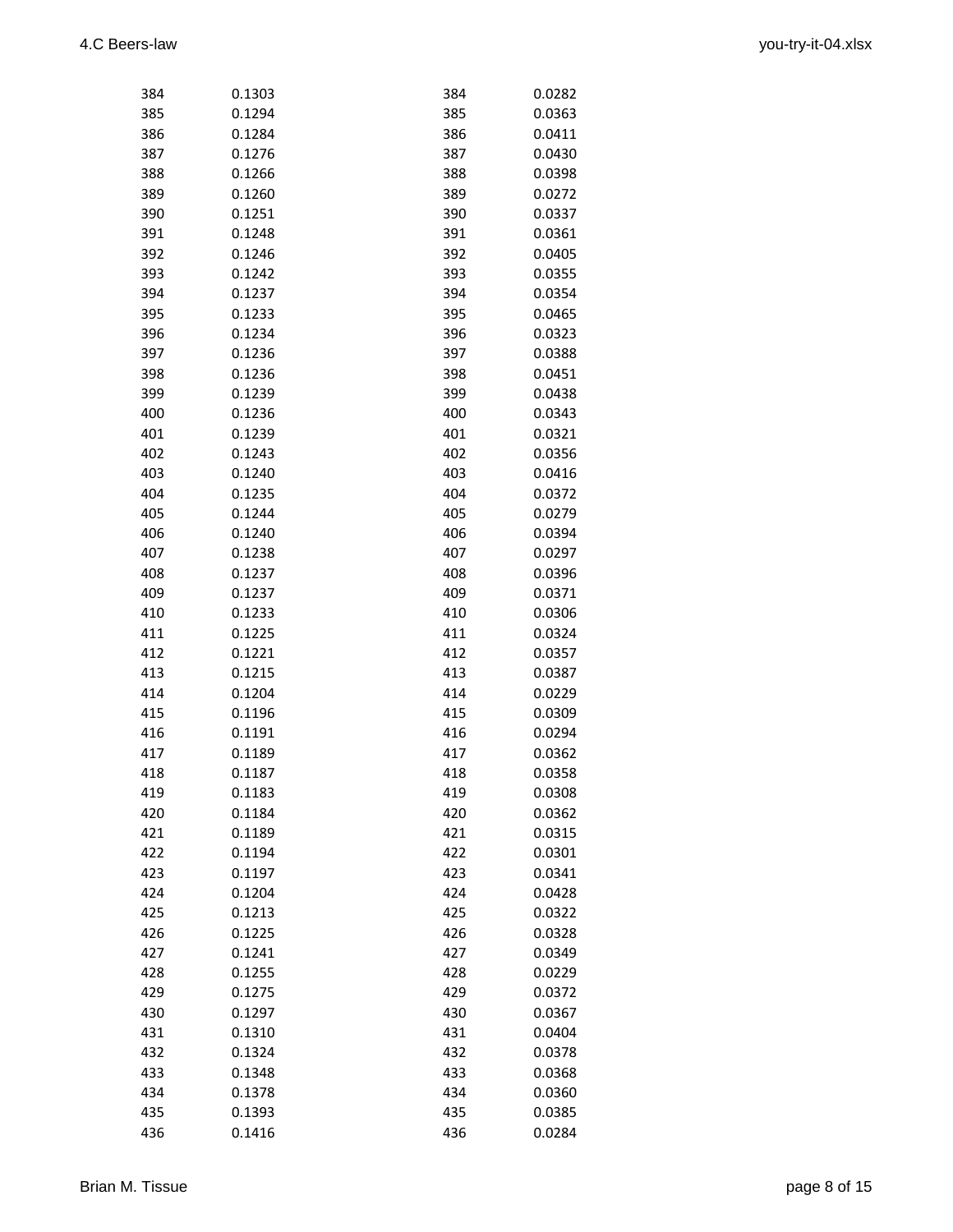| | | | |
|---|---|---|---|
| 384 | 0.1303 | 384 | 0.0282 |
| 385 | 0.1294 | 385 | 0.0363 |
| 386 | 0.1284 | 386 | 0.0411 |
| 387 | 0.1276 | 387 | 0.0430 |
| 388 | 0.1266 | 388 | 0.0398 |
| 389 | 0.1260 | 389 | 0.0272 |
| 390 | 0.1251 | 390 | 0.0337 |
| 391 | 0.1248 | 391 | 0.0361 |
| 392 | 0.1246 | 392 | 0.0405 |
| 393 | 0.1242 | 393 | 0.0355 |
| 394 | 0.1237 | 394 | 0.0354 |
| 395 | 0.1233 | 395 | 0.0465 |
| 396 | 0.1234 | 396 | 0.0323 |
| 397 | 0.1236 | 397 | 0.0388 |
| 398 | 0.1236 | 398 | 0.0451 |
| 399 | 0.1239 | 399 | 0.0438 |
| 400 | 0.1236 | 400 | 0.0343 |
| 401 | 0.1239 | 401 | 0.0321 |
| 402 | 0.1243 | 402 | 0.0356 |
| 403 | 0.1240 | 403 | 0.0416 |
| 404 | 0.1235 | 404 | 0.0372 |
| 405 | 0.1244 | 405 | 0.0279 |
| 406 | 0.1240 | 406 | 0.0394 |
| 407 | 0.1238 | 407 | 0.0297 |
| 408 | 0.1237 | 408 | 0.0396 |
| 409 | 0.1237 | 409 | 0.0371 |
| 410 | 0.1233 | 410 | 0.0306 |
| 411 | 0.1225 | 411 | 0.0324 |
| 412 | 0.1221 | 412 | 0.0357 |
| 413 | 0.1215 | 413 | 0.0387 |
| 414 | 0.1204 | 414 | 0.0229 |
| 415 | 0.1196 | 415 | 0.0309 |
| 416 | 0.1191 | 416 | 0.0294 |
| 417 | 0.1189 | 417 | 0.0362 |
| 418 | 0.1187 | 418 | 0.0358 |
| 419 | 0.1183 | 419 | 0.0308 |
| 420 | 0.1184 | 420 | 0.0362 |
| 421 | 0.1189 | 421 | 0.0315 |
| 422 | 0.1194 | 422 | 0.0301 |
| 423 | 0.1197 | 423 | 0.0341 |
| 424 | 0.1204 | 424 | 0.0428 |
| 425 | 0.1213 | 425 | 0.0322 |
| 426 | 0.1225 | 426 | 0.0328 |
| 427 | 0.1241 | 427 | 0.0349 |
| 428 | 0.1255 | 428 | 0.0229 |
| 429 | 0.1275 | 429 | 0.0372 |
| 430 | 0.1297 | 430 | 0.0367 |
| 431 | 0.1310 | 431 | 0.0404 |
| 432 | 0.1324 | 432 | 0.0378 |
| 433 | 0.1348 | 433 | 0.0368 |
| 434 | 0.1378 | 434 | 0.0360 |
| 435 | 0.1393 | 435 | 0.0385 |
| 436 | 0.1416 | 436 | 0.0284 |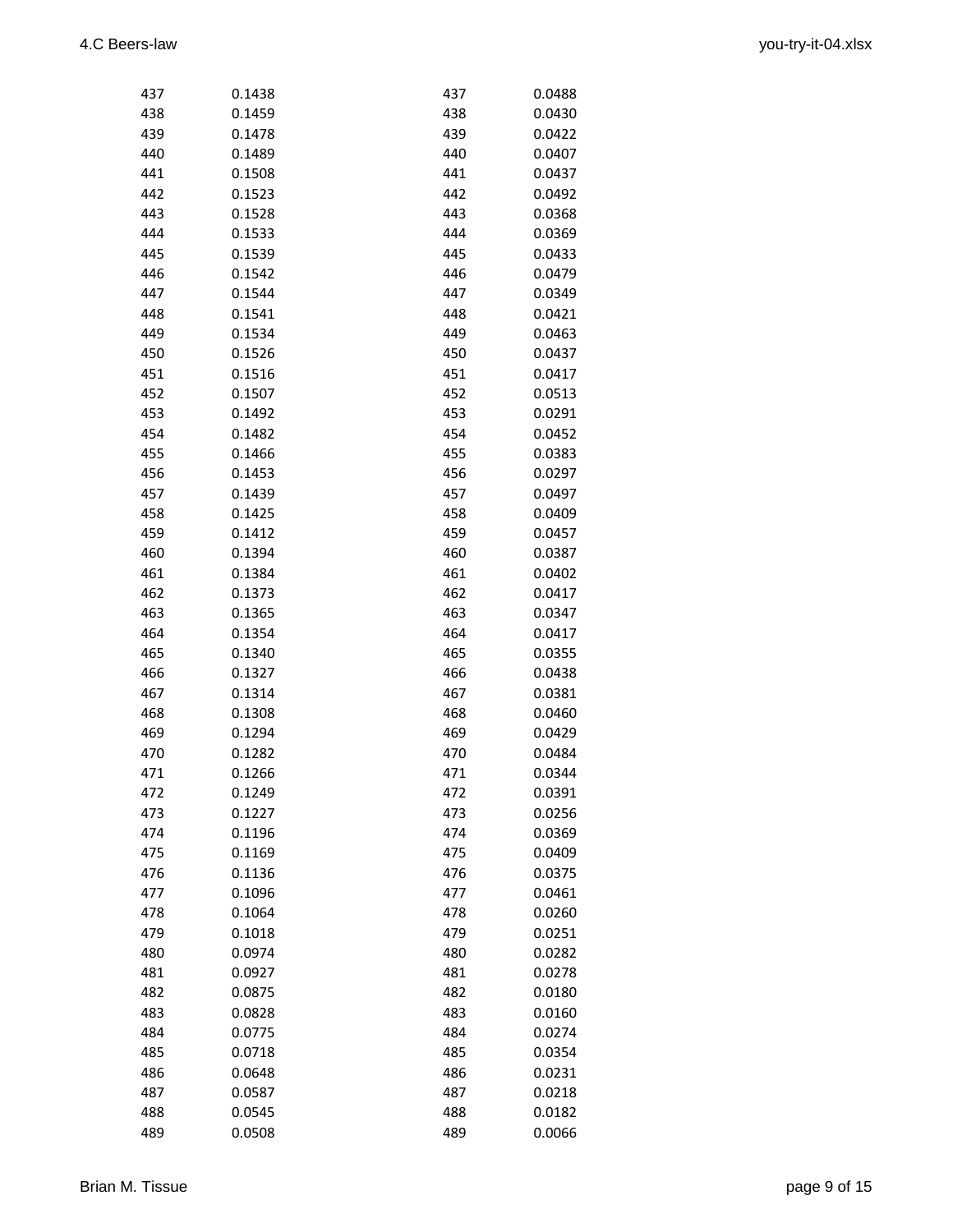| | | | |
|---|---|---|---|
| 437 | 0.1438 | 437 | 0.0488 |
| 438 | 0.1459 | 438 | 0.0430 |
| 439 | 0.1478 | 439 | 0.0422 |
| 440 | 0.1489 | 440 | 0.0407 |
| 441 | 0.1508 | 441 | 0.0437 |
| 442 | 0.1523 | 442 | 0.0492 |
| 443 | 0.1528 | 443 | 0.0368 |
| 444 | 0.1533 | 444 | 0.0369 |
| 445 | 0.1539 | 445 | 0.0433 |
| 446 | 0.1542 | 446 | 0.0479 |
| 447 | 0.1544 | 447 | 0.0349 |
| 448 | 0.1541 | 448 | 0.0421 |
| 449 | 0.1534 | 449 | 0.0463 |
| 450 | 0.1526 | 450 | 0.0437 |
| 451 | 0.1516 | 451 | 0.0417 |
| 452 | 0.1507 | 452 | 0.0513 |
| 453 | 0.1492 | 453 | 0.0291 |
| 454 | 0.1482 | 454 | 0.0452 |
| 455 | 0.1466 | 455 | 0.0383 |
| 456 | 0.1453 | 456 | 0.0297 |
| 457 | 0.1439 | 457 | 0.0497 |
| 458 | 0.1425 | 458 | 0.0409 |
| 459 | 0.1412 | 459 | 0.0457 |
| 460 | 0.1394 | 460 | 0.0387 |
| 461 | 0.1384 | 461 | 0.0402 |
| 462 | 0.1373 | 462 | 0.0417 |
| 463 | 0.1365 | 463 | 0.0347 |
| 464 | 0.1354 | 464 | 0.0417 |
| 465 | 0.1340 | 465 | 0.0355 |
| 466 | 0.1327 | 466 | 0.0438 |
| 467 | 0.1314 | 467 | 0.0381 |
| 468 | 0.1308 | 468 | 0.0460 |
| 469 | 0.1294 | 469 | 0.0429 |
| 470 | 0.1282 | 470 | 0.0484 |
| 471 | 0.1266 | 471 | 0.0344 |
| 472 | 0.1249 | 472 | 0.0391 |
| 473 | 0.1227 | 473 | 0.0256 |
| 474 | 0.1196 | 474 | 0.0369 |
| 475 | 0.1169 | 475 | 0.0409 |
| 476 | 0.1136 | 476 | 0.0375 |
| 477 | 0.1096 | 477 | 0.0461 |
| 478 | 0.1064 | 478 | 0.0260 |
| 479 | 0.1018 | 479 | 0.0251 |
| 480 | 0.0974 | 480 | 0.0282 |
| 481 | 0.0927 | 481 | 0.0278 |
| 482 | 0.0875 | 482 | 0.0180 |
| 483 | 0.0828 | 483 | 0.0160 |
| 484 | 0.0775 | 484 | 0.0274 |
| 485 | 0.0718 | 485 | 0.0354 |
| 486 | 0.0648 | 486 | 0.0231 |
| 487 | 0.0587 | 487 | 0.0218 |
| 488 | 0.0545 | 488 | 0.0182 |
| 489 | 0.0508 | 489 | 0.0066 |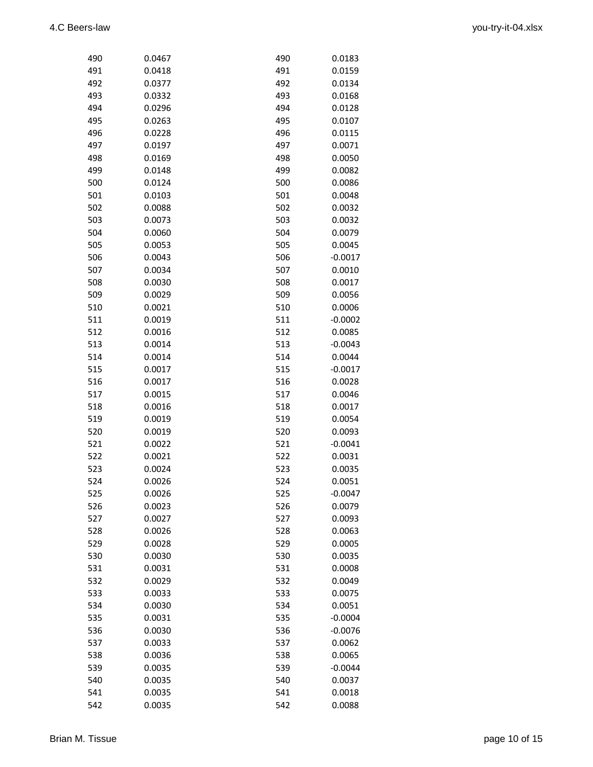| | | | |
|---|---|---|---|
| 490 | 0.0467 | 490 | 0.0183 |
| 491 | 0.0418 | 491 | 0.0159 |
| 492 | 0.0377 | 492 | 0.0134 |
| 493 | 0.0332 | 493 | 0.0168 |
| 494 | 0.0296 | 494 | 0.0128 |
| 495 | 0.0263 | 495 | 0.0107 |
| 496 | 0.0228 | 496 | 0.0115 |
| 497 | 0.0197 | 497 | 0.0071 |
| 498 | 0.0169 | 498 | 0.0050 |
| 499 | 0.0148 | 499 | 0.0082 |
| 500 | 0.0124 | 500 | 0.0086 |
| 501 | 0.0103 | 501 | 0.0048 |
| 502 | 0.0088 | 502 | 0.0032 |
| 503 | 0.0073 | 503 | 0.0032 |
| 504 | 0.0060 | 504 | 0.0079 |
| 505 | 0.0053 | 505 | 0.0045 |
| 506 | 0.0043 | 506 | -0.0017 |
| 507 | 0.0034 | 507 | 0.0010 |
| 508 | 0.0030 | 508 | 0.0017 |
| 509 | 0.0029 | 509 | 0.0056 |
| 510 | 0.0021 | 510 | 0.0006 |
| 511 | 0.0019 | 511 | -0.0002 |
| 512 | 0.0016 | 512 | 0.0085 |
| 513 | 0.0014 | 513 | -0.0043 |
| 514 | 0.0014 | 514 | 0.0044 |
| 515 | 0.0017 | 515 | -0.0017 |
| 516 | 0.0017 | 516 | 0.0028 |
| 517 | 0.0015 | 517 | 0.0046 |
| 518 | 0.0016 | 518 | 0.0017 |
| 519 | 0.0019 | 519 | 0.0054 |
| 520 | 0.0019 | 520 | 0.0093 |
| 521 | 0.0022 | 521 | -0.0041 |
| 522 | 0.0021 | 522 | 0.0031 |
| 523 | 0.0024 | 523 | 0.0035 |
| 524 | 0.0026 | 524 | 0.0051 |
| 525 | 0.0026 | 525 | -0.0047 |
| 526 | 0.0023 | 526 | 0.0079 |
| 527 | 0.0027 | 527 | 0.0093 |
| 528 | 0.0026 | 528 | 0.0063 |
| 529 | 0.0028 | 529 | 0.0005 |
| 530 | 0.0030 | 530 | 0.0035 |
| 531 | 0.0031 | 531 | 0.0008 |
| 532 | 0.0029 | 532 | 0.0049 |
| 533 | 0.0033 | 533 | 0.0075 |
| 534 | 0.0030 | 534 | 0.0051 |
| 535 | 0.0031 | 535 | -0.0004 |
| 536 | 0.0030 | 536 | -0.0076 |
| 537 | 0.0033 | 537 | 0.0062 |
| 538 | 0.0036 | 538 | 0.0065 |
| 539 | 0.0035 | 539 | -0.0044 |
| 540 | 0.0035 | 540 | 0.0037 |
| 541 | 0.0035 | 541 | 0.0018 |
| 542 | 0.0035 | 542 | 0.0088 |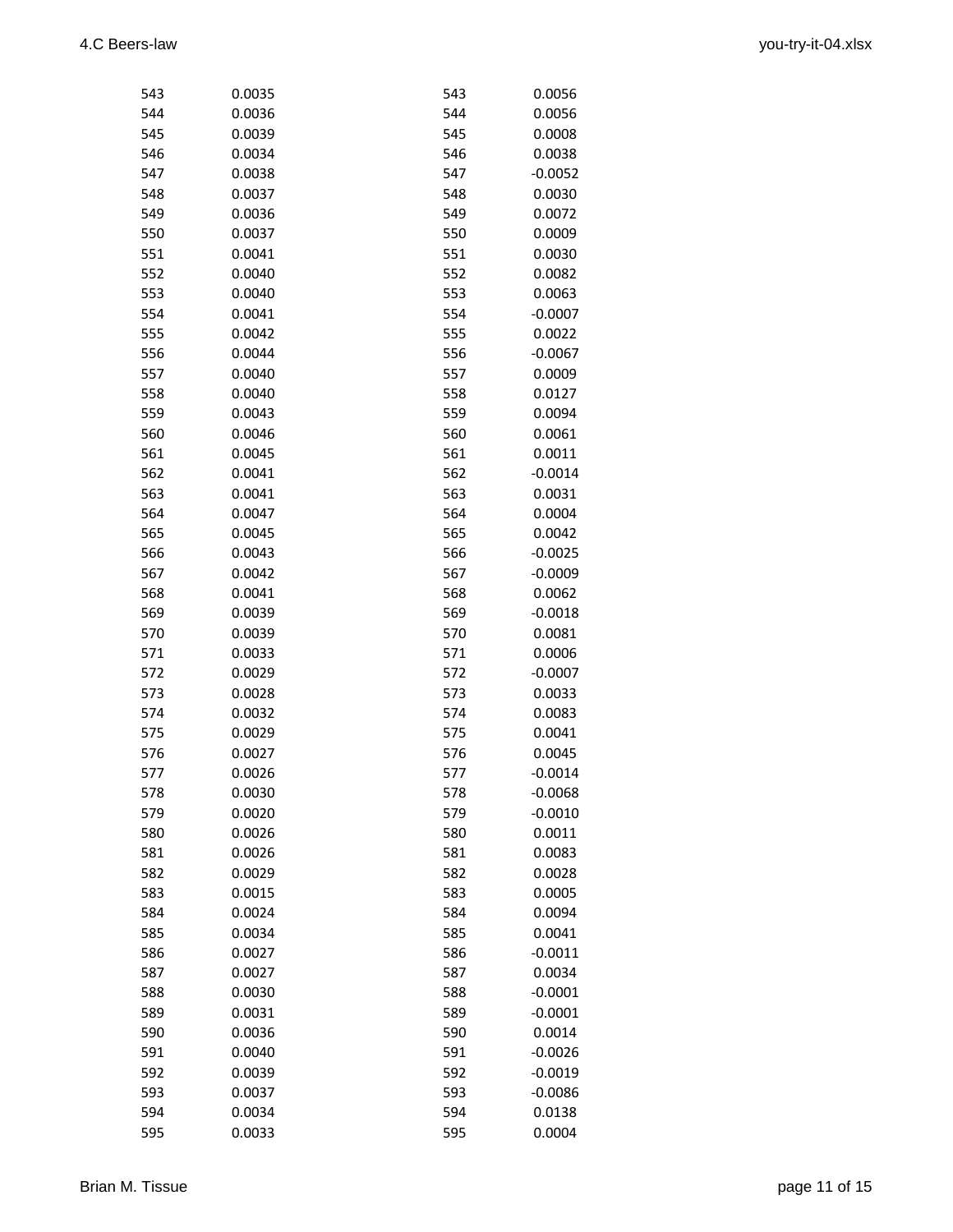| | | | |
|---|---|---|---|
| 543 | 0.0035 | 543 | 0.0056 |
| 544 | 0.0036 | 544 | 0.0056 |
| 545 | 0.0039 | 545 | 0.0008 |
| 546 | 0.0034 | 546 | 0.0038 |
| 547 | 0.0038 | 547 | -0.0052 |
| 548 | 0.0037 | 548 | 0.0030 |
| 549 | 0.0036 | 549 | 0.0072 |
| 550 | 0.0037 | 550 | 0.0009 |
| 551 | 0.0041 | 551 | 0.0030 |
| 552 | 0.0040 | 552 | 0.0082 |
| 553 | 0.0040 | 553 | 0.0063 |
| 554 | 0.0041 | 554 | -0.0007 |
| 555 | 0.0042 | 555 | 0.0022 |
| 556 | 0.0044 | 556 | -0.0067 |
| 557 | 0.0040 | 557 | 0.0009 |
| 558 | 0.0040 | 558 | 0.0127 |
| 559 | 0.0043 | 559 | 0.0094 |
| 560 | 0.0046 | 560 | 0.0061 |
| 561 | 0.0045 | 561 | 0.0011 |
| 562 | 0.0041 | 562 | -0.0014 |
| 563 | 0.0041 | 563 | 0.0031 |
| 564 | 0.0047 | 564 | 0.0004 |
| 565 | 0.0045 | 565 | 0.0042 |
| 566 | 0.0043 | 566 | -0.0025 |
| 567 | 0.0042 | 567 | -0.0009 |
| 568 | 0.0041 | 568 | 0.0062 |
| 569 | 0.0039 | 569 | -0.0018 |
| 570 | 0.0039 | 570 | 0.0081 |
| 571 | 0.0033 | 571 | 0.0006 |
| 572 | 0.0029 | 572 | -0.0007 |
| 573 | 0.0028 | 573 | 0.0033 |
| 574 | 0.0032 | 574 | 0.0083 |
| 575 | 0.0029 | 575 | 0.0041 |
| 576 | 0.0027 | 576 | 0.0045 |
| 577 | 0.0026 | 577 | -0.0014 |
| 578 | 0.0030 | 578 | -0.0068 |
| 579 | 0.0020 | 579 | -0.0010 |
| 580 | 0.0026 | 580 | 0.0011 |
| 581 | 0.0026 | 581 | 0.0083 |
| 582 | 0.0029 | 582 | 0.0028 |
| 583 | 0.0015 | 583 | 0.0005 |
| 584 | 0.0024 | 584 | 0.0094 |
| 585 | 0.0034 | 585 | 0.0041 |
| 586 | 0.0027 | 586 | -0.0011 |
| 587 | 0.0027 | 587 | 0.0034 |
| 588 | 0.0030 | 588 | -0.0001 |
| 589 | 0.0031 | 589 | -0.0001 |
| 590 | 0.0036 | 590 | 0.0014 |
| 591 | 0.0040 | 591 | -0.0026 |
| 592 | 0.0039 | 592 | -0.0019 |
| 593 | 0.0037 | 593 | -0.0086 |
| 594 | 0.0034 | 594 | 0.0138 |
| 595 | 0.0033 | 595 | 0.0004 |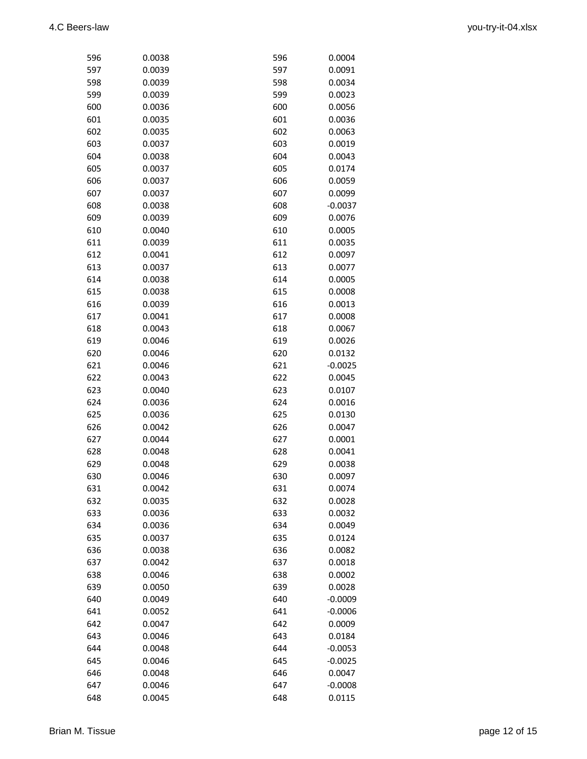| | | | |
|---|---|---|---|
| 596 | 0.0038 | 596 | 0.0004 |
| 597 | 0.0039 | 597 | 0.0091 |
| 598 | 0.0039 | 598 | 0.0034 |
| 599 | 0.0039 | 599 | 0.0023 |
| 600 | 0.0036 | 600 | 0.0056 |
| 601 | 0.0035 | 601 | 0.0036 |
| 602 | 0.0035 | 602 | 0.0063 |
| 603 | 0.0037 | 603 | 0.0019 |
| 604 | 0.0038 | 604 | 0.0043 |
| 605 | 0.0037 | 605 | 0.0174 |
| 606 | 0.0037 | 606 | 0.0059 |
| 607 | 0.0037 | 607 | 0.0099 |
| 608 | 0.0038 | 608 | -0.0037 |
| 609 | 0.0039 | 609 | 0.0076 |
| 610 | 0.0040 | 610 | 0.0005 |
| 611 | 0.0039 | 611 | 0.0035 |
| 612 | 0.0041 | 612 | 0.0097 |
| 613 | 0.0037 | 613 | 0.0077 |
| 614 | 0.0038 | 614 | 0.0005 |
| 615 | 0.0038 | 615 | 0.0008 |
| 616 | 0.0039 | 616 | 0.0013 |
| 617 | 0.0041 | 617 | 0.0008 |
| 618 | 0.0043 | 618 | 0.0067 |
| 619 | 0.0046 | 619 | 0.0026 |
| 620 | 0.0046 | 620 | 0.0132 |
| 621 | 0.0046 | 621 | -0.0025 |
| 622 | 0.0043 | 622 | 0.0045 |
| 623 | 0.0040 | 623 | 0.0107 |
| 624 | 0.0036 | 624 | 0.0016 |
| 625 | 0.0036 | 625 | 0.0130 |
| 626 | 0.0042 | 626 | 0.0047 |
| 627 | 0.0044 | 627 | 0.0001 |
| 628 | 0.0048 | 628 | 0.0041 |
| 629 | 0.0048 | 629 | 0.0038 |
| 630 | 0.0046 | 630 | 0.0097 |
| 631 | 0.0042 | 631 | 0.0074 |
| 632 | 0.0035 | 632 | 0.0028 |
| 633 | 0.0036 | 633 | 0.0032 |
| 634 | 0.0036 | 634 | 0.0049 |
| 635 | 0.0037 | 635 | 0.0124 |
| 636 | 0.0038 | 636 | 0.0082 |
| 637 | 0.0042 | 637 | 0.0018 |
| 638 | 0.0046 | 638 | 0.0002 |
| 639 | 0.0050 | 639 | 0.0028 |
| 640 | 0.0049 | 640 | -0.0009 |
| 641 | 0.0052 | 641 | -0.0006 |
| 642 | 0.0047 | 642 | 0.0009 |
| 643 | 0.0046 | 643 | 0.0184 |
| 644 | 0.0048 | 644 | -0.0053 |
| 645 | 0.0046 | 645 | -0.0025 |
| 646 | 0.0048 | 646 | 0.0047 |
| 647 | 0.0046 | 647 | -0.0008 |
| 648 | 0.0045 | 648 | 0.0115 |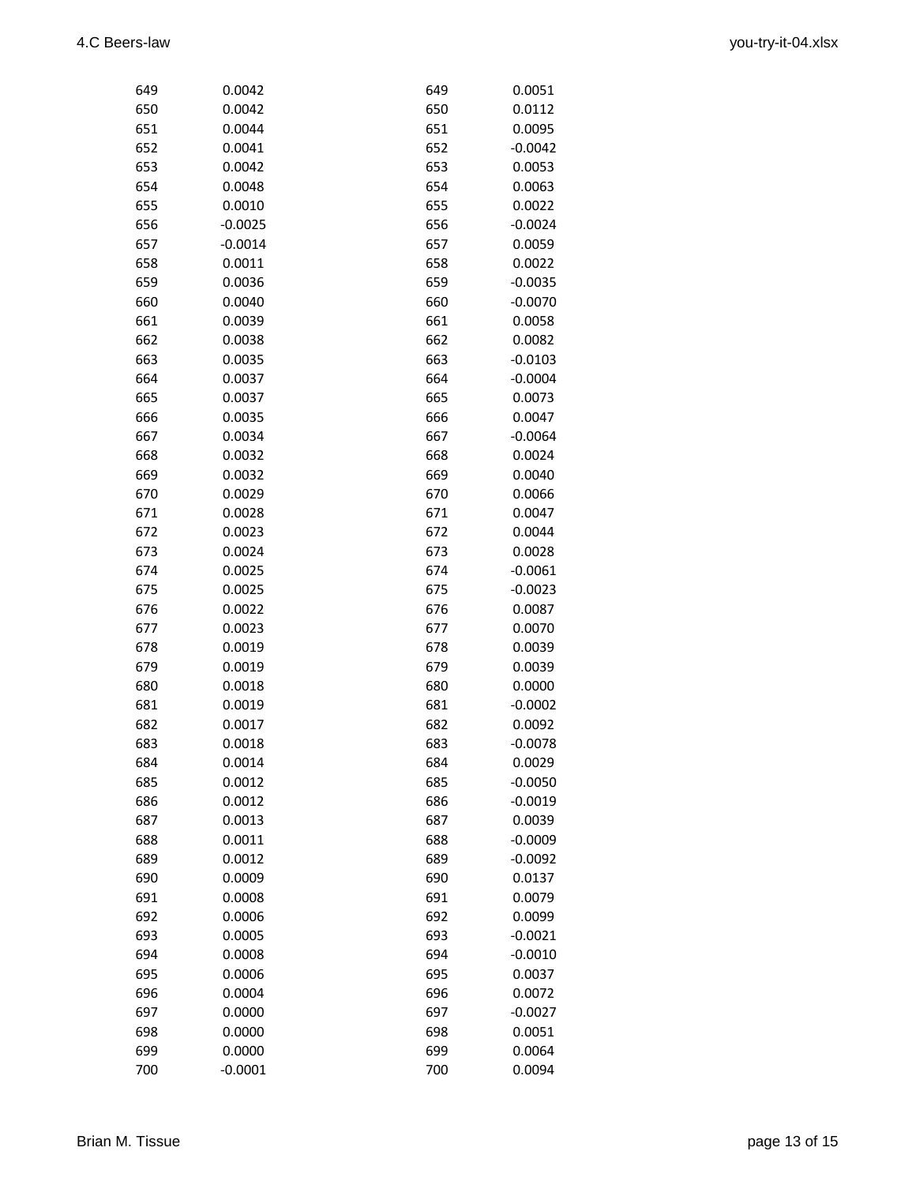| | | | |
|---|---|---|---|
| 649 | 0.0042 | 649 | 0.0051 |
| 650 | 0.0042 | 650 | 0.0112 |
| 651 | 0.0044 | 651 | 0.0095 |
| 652 | 0.0041 | 652 | -0.0042 |
| 653 | 0.0042 | 653 | 0.0053 |
| 654 | 0.0048 | 654 | 0.0063 |
| 655 | 0.0010 | 655 | 0.0022 |
| 656 | -0.0025 | 656 | -0.0024 |
| 657 | -0.0014 | 657 | 0.0059 |
| 658 | 0.0011 | 658 | 0.0022 |
| 659 | 0.0036 | 659 | -0.0035 |
| 660 | 0.0040 | 660 | -0.0070 |
| 661 | 0.0039 | 661 | 0.0058 |
| 662 | 0.0038 | 662 | 0.0082 |
| 663 | 0.0035 | 663 | -0.0103 |
| 664 | 0.0037 | 664 | -0.0004 |
| 665 | 0.0037 | 665 | 0.0073 |
| 666 | 0.0035 | 666 | 0.0047 |
| 667 | 0.0034 | 667 | -0.0064 |
| 668 | 0.0032 | 668 | 0.0024 |
| 669 | 0.0032 | 669 | 0.0040 |
| 670 | 0.0029 | 670 | 0.0066 |
| 671 | 0.0028 | 671 | 0.0047 |
| 672 | 0.0023 | 672 | 0.0044 |
| 673 | 0.0024 | 673 | 0.0028 |
| 674 | 0.0025 | 674 | -0.0061 |
| 675 | 0.0025 | 675 | -0.0023 |
| 676 | 0.0022 | 676 | 0.0087 |
| 677 | 0.0023 | 677 | 0.0070 |
| 678 | 0.0019 | 678 | 0.0039 |
| 679 | 0.0019 | 679 | 0.0039 |
| 680 | 0.0018 | 680 | 0.0000 |
| 681 | 0.0019 | 681 | -0.0002 |
| 682 | 0.0017 | 682 | 0.0092 |
| 683 | 0.0018 | 683 | -0.0078 |
| 684 | 0.0014 | 684 | 0.0029 |
| 685 | 0.0012 | 685 | -0.0050 |
| 686 | 0.0012 | 686 | -0.0019 |
| 687 | 0.0013 | 687 | 0.0039 |
| 688 | 0.0011 | 688 | -0.0009 |
| 689 | 0.0012 | 689 | -0.0092 |
| 690 | 0.0009 | 690 | 0.0137 |
| 691 | 0.0008 | 691 | 0.0079 |
| 692 | 0.0006 | 692 | 0.0099 |
| 693 | 0.0005 | 693 | -0.0021 |
| 694 | 0.0008 | 694 | -0.0010 |
| 695 | 0.0006 | 695 | 0.0037 |
| 696 | 0.0004 | 696 | 0.0072 |
| 697 | 0.0000 | 697 | -0.0027 |
| 698 | 0.0000 | 698 | 0.0051 |
| 699 | 0.0000 | 699 | 0.0064 |
| 700 | -0.0001 | 700 | 0.0094 |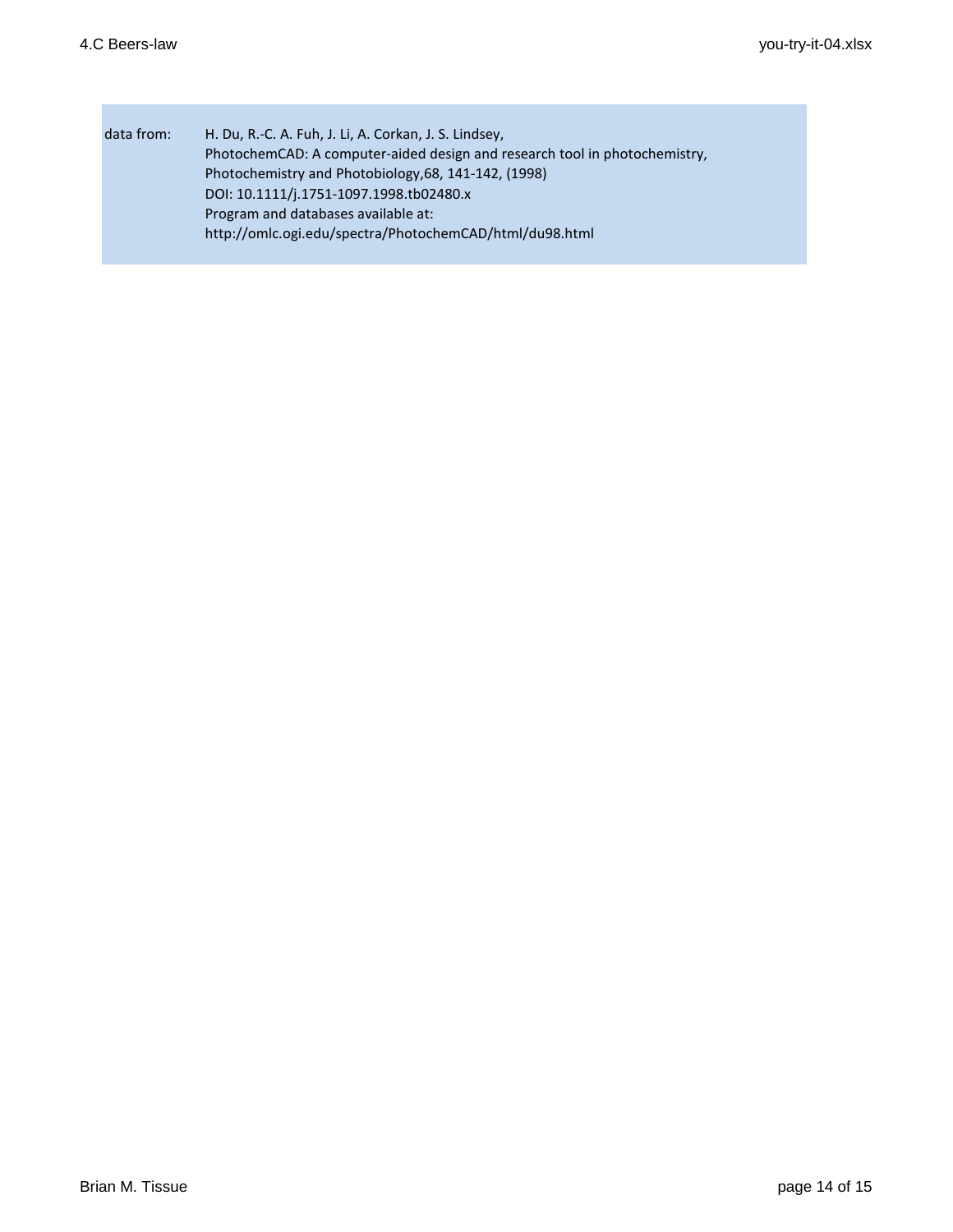data from: H. Du, R.-C. A. Fuh, J. Li, A. Corkan, J. S. Lindsey,
PhotochemCAD: A computer-aided design and research tool in photochemistry,
Photochemistry and Photobiology,68, 141-142, (1998)
DOI: 10.1111/j.1751-1097.1998.tb02480.x
Program and databases available at:
http://omlc.ogi.edu/spectra/PhotochemCAD/html/du98.html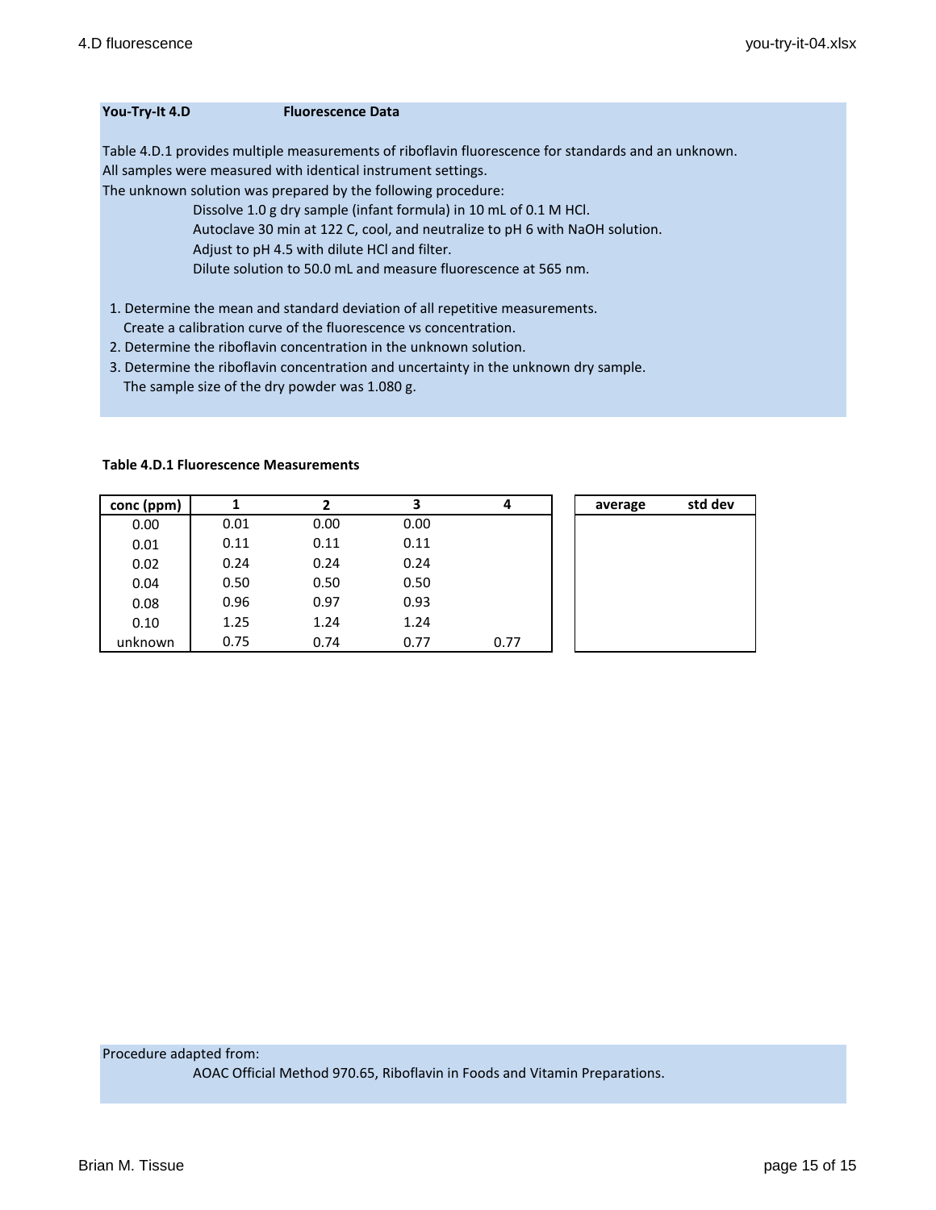**You-Try-It 4.D** **Fluorescence Data**

Table 4.D.1 provides multiple measurements of riboflavin fluorescence for standards and an unknown.
All samples were measured with identical instrument settings.
The unknown solution was prepared by the following procedure:

Dissolve 1.0 g dry sample (infant formula) in 10 mL of 0.1 M HCl.
Autoclave 30 min at 122 C, cool, and neutralize to pH 6 with NaOH solution.
Adjust to pH 4.5 with dilute HCl and filter.
Dilute solution to 50.0 mL and measure fluorescence at 565 nm.

1. Determine the mean and standard deviation of all repetitive measurements.
   Create a calibration curve of the fluorescence vs concentration.
2. Determine the riboflavin concentration in the unknown solution.
3. Determine the riboflavin concentration and uncertainty in the unknown dry sample.
   The sample size of the dry powder was 1.080 g.

**Table 4.D.1 Fluorescence Measurements**

| conc (ppm) | 1 | 2 | 3 | 4 | average | std dev |
|---|---|---|---|---|---|---|
| 0.00 | 0.01 | 0.00 | 0.00 | | | |
| 0.01 | 0.11 | 0.11 | 0.11 | | | |
| 0.02 | 0.24 | 0.24 | 0.24 | | | |
| 0.04 | 0.50 | 0.50 | 0.50 | | | |
| 0.08 | 0.96 | 0.97 | 0.93 | | | |
| 0.10 | 1.25 | 1.24 | 1.24 | | | |
| unknown | 0.75 | 0.74 | 0.77 | 0.77 | | |

Procedure adapted from:

AOAC Official Method 970.65, Riboflavin in Foods and Vitamin Preparations.